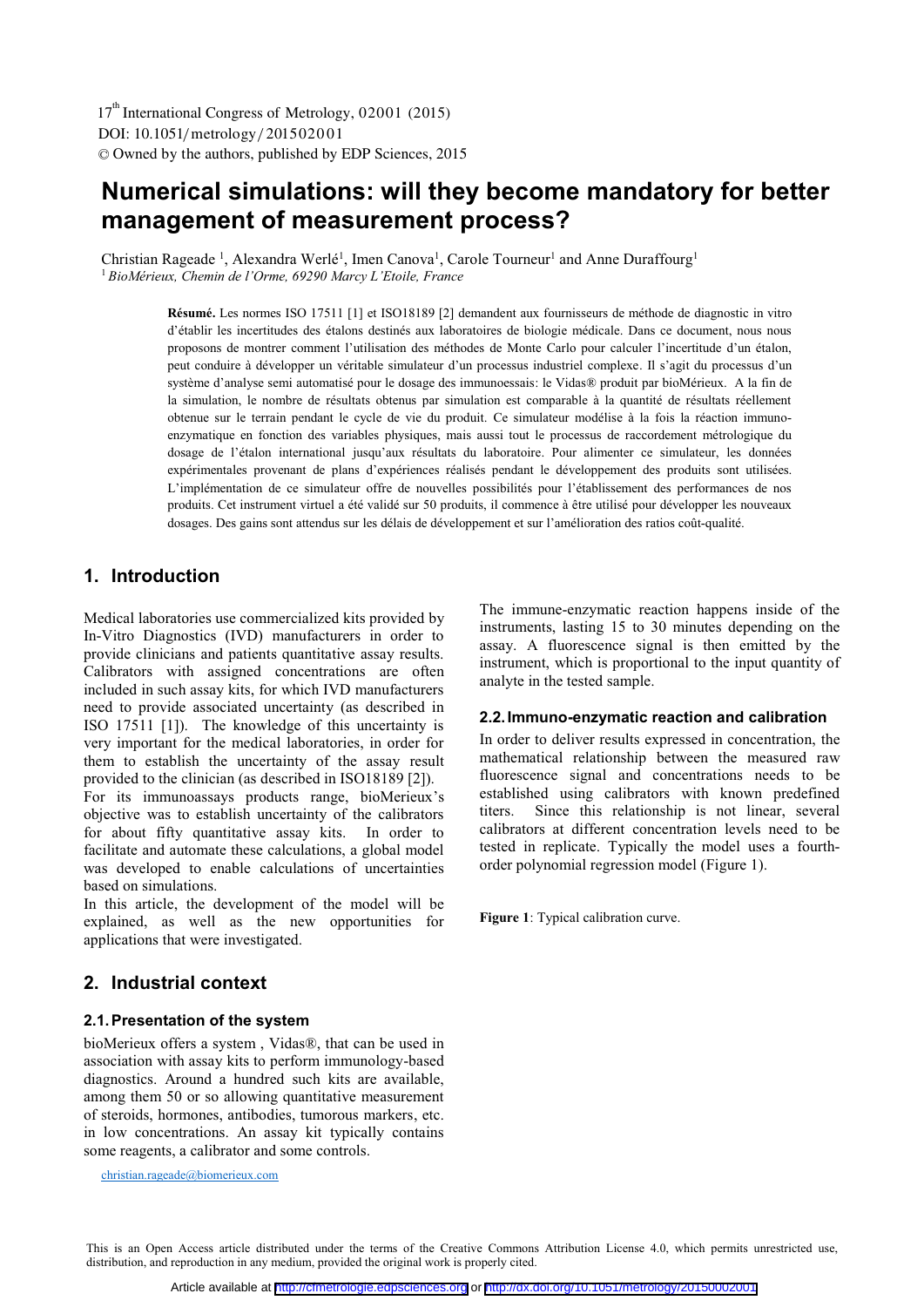# Numerical simulations: will they become mandatory for better management of measurement process?

Christian Rageade [1], Alexandra Werlé[1], Imen Canova[1], Carole Tourneur[1] and Anne Duraffourg[1]

[1] *BioMérieux, Chemin de l'Orme, 69290 Marcy L'Etoile, France*

**Résumé.** Les normes ISO 17511 [1] et ISO18189 [2] demandent aux fournisseurs de méthode de diagnostic in vitro d'établir les incertitudes des étalons destinés aux laboratoires de biologie médicale. Dans ce document, nous nous proposons de montrer comment l'utilisation des méthodes de Monte Carlo pour calculer l'incertitude d'un étalon, peut conduire à développer un véritable simulateur d'un processus industriel complexe. Il s'agit du processus d'un système d'analyse semi automatisé pour le dosage des immunoessais: le Vidas® produit par bioMérieux. A la fin de la simulation, le nombre de résultats obtenus par simulation est comparable à la quantité de résultats réellement obtenue sur le terrain pendant le cycle de vie du produit. Ce simulateur modélise à la fois la réaction immuno-enzymatique en fonction des variables physiques, mais aussi tout le processus de raccordement métrologique du dosage de l'étalon international jusqu'aux résultats du laboratoire. Pour alimenter ce simulateur, les données expérimentales provenant de plans d'expériences réalisés pendant le développement des produits sont utilisées. L'implémentation de ce simulateur offre de nouvelles possibilités pour l'établissement des performances de nos produits. Cet instrument virtuel a été validé sur 50 produits, il commence à être utilisé pour développer les nouveaux dosages. Des gains sont attendus sur les délais de développement et sur l'amélioration des ratios coût-qualité.

## 1. Introduction

Medical laboratories use commercialized kits provided by In-Vitro Diagnostics (IVD) manufacturers in order to provide clinicians and patients quantitative assay results. Calibrators with assigned concentrations are often included in such assay kits, for which IVD manufacturers need to provide associated uncertainty (as described in ISO 17511 [1]). The knowledge of this uncertainty is very important for the medical laboratories, in order for them to establish the uncertainty of the assay result provided to the clinician (as described in ISO18189 [2]).

For its immunoassays products range, bioMerieux's objective was to establish uncertainty of the calibrators for about fifty quantitative assay kits. In order to facilitate and automate these calculations, a global model was developed to enable calculations of uncertainties based on simulations.

In this article, the development of the model will be explained, as well as the new opportunities for applications that were investigated.

## 2. Industrial context

### 2.1. Presentation of the system

bioMerieux offers a system , Vidas®, that can be used in association with assay kits to perform immunology-based diagnostics. Around a hundred such kits are available, among them 50 or so allowing quantitative measurement of steroids, hormones, antibodies, tumorous markers, etc. in low concentrations. An assay kit typically contains some reagents, a calibrator and some controls.

The immune-enzymatic reaction happens inside of the instruments, lasting 15 to 30 minutes depending on the assay. A fluorescence signal is then emitted by the instrument, which is proportional to the input quantity of analyte in the tested sample.

### 2.2. Immuno-enzymatic reaction and calibration

In order to deliver results expressed in concentration, the mathematical relationship between the measured raw fluorescence signal and concentrations needs to be established using calibrators with known predefined titers. Since this relationship is not linear, several calibrators at different concentration levels need to be tested in replicate. Typically the model uses a fourth-order polynomial regression model (Figure 1).

**Figure 1**: Typical calibration curve.

christian.rageade@biomerieux.com

This is an Open Access article distributed under the terms of the Creative Commons Attribution License 4.0, which permits unrestricted use, distribution, and reproduction in any medium, provided the original work is properly cited.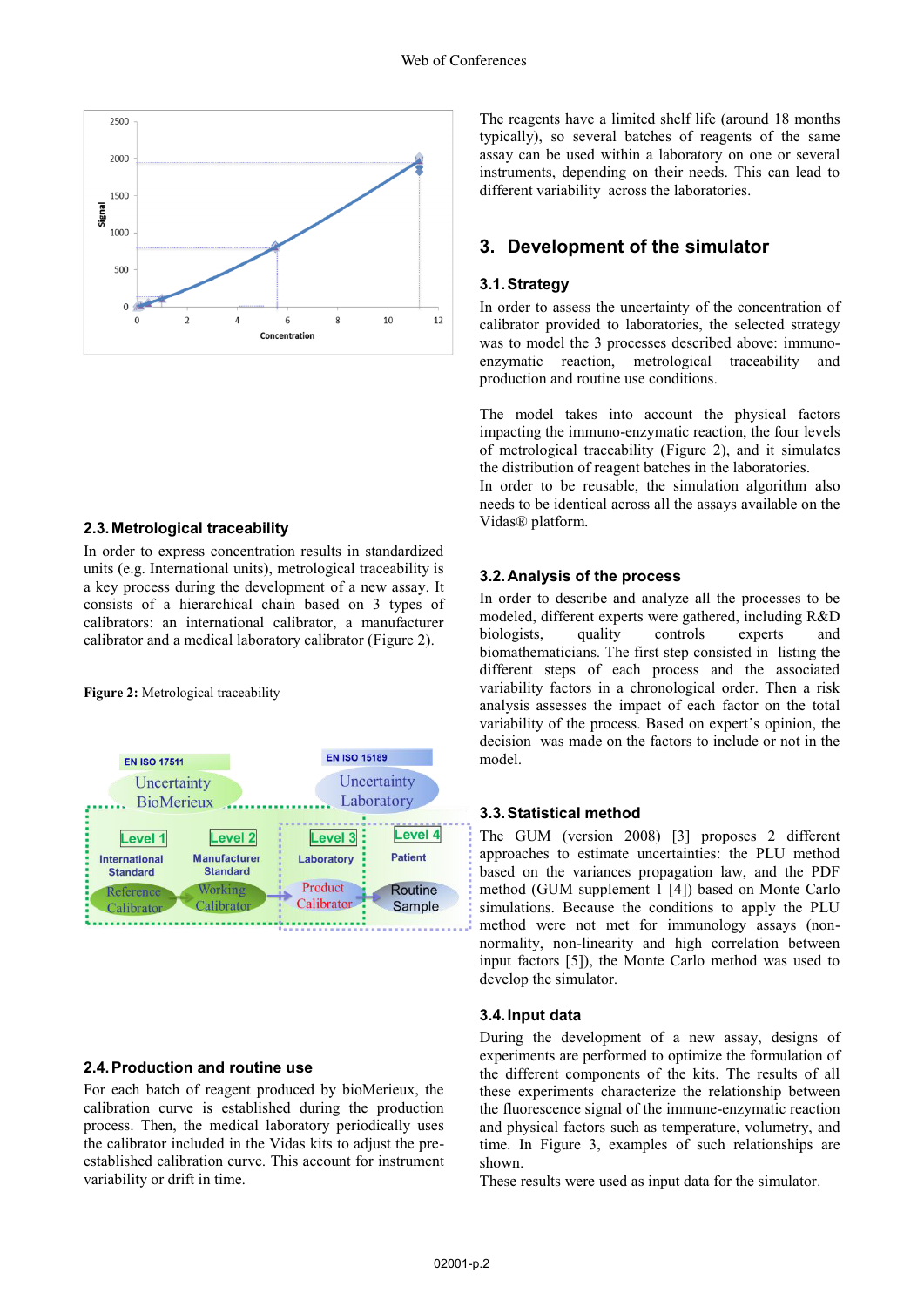2500

2000

1500

1000

500

0

Signal

0 2 4 6 8 10 12

Concentration

## 2.3. Metrological traceability

In order to express concentration results in standardized units (e.g. International units), metrological traceability is a key process during the development of a new assay. It consists of a hierarchical chain based on 3 types of calibrators: an international calibrator, a manufacturer calibrator and a medical laboratory calibrator (Figure 2).

**Figure 2:** Metrological traceability

EN ISO 17511

Uncertainty BioMerieux

EN ISO 15189

Uncertainty Laboratory

Level 1

International Standard

Reference Calibrator

Level 2

Manufacturer Standard

Working Calibrator

Level 3

Laboratory

Product Calibrator

Level 4

Patient

Routine Sample

## 2.4. Production and routine use

For each batch of reagent produced by bioMerieux, the calibration curve is established during the production process. Then, the medical laboratory periodically uses the calibrator included in the Vidas kits to adjust the pre-established calibration curve. This account for instrument variability or drift in time.

The reagents have a limited shelf life (around 18 months typically), so several batches of reagents of the same assay can be used within a laboratory on one or several instruments, depending on their needs. This can lead to different variability across the laboratories.

# 3. Development of the simulator

## 3.1. Strategy

In order to assess the uncertainty of the concentration of calibrator provided to laboratories, the selected strategy was to model the 3 processes described above: immuno-enzymatic reaction, metrological traceability and production and routine use conditions.

The model takes into account the physical factors impacting the immuno-enzymatic reaction, the four levels of metrological traceability (Figure 2), and it simulates the distribution of reagent batches in the laboratories.
In order to be reusable, the simulation algorithm also needs to be identical across all the assays available on the Vidas® platform.

## 3.2. Analysis of the process

In order to describe and analyze all the processes to be modeled, different experts were gathered, including R&D biologists, quality controls experts and biomathematicians. The first step consisted in listing the different steps of each process and the associated variability factors in a chronological order. Then a risk analysis assesses the impact of each factor on the total variability of the process. Based on expert's opinion, the decision was made on the factors to include or not in the model.

## 3.3. Statistical method

The GUM (version 2008) [3] proposes 2 different approaches to estimate uncertainties: the PLU method based on the variances propagation law, and the PDF method (GUM supplement 1 [4]) based on Monte Carlo simulations. Because the conditions to apply the PLU method were not met for immunology assays (non-normality, non-linearity and high correlation between input factors [5]), the Monte Carlo method was used to develop the simulator.

## 3.4. Input data

During the development of a new assay, designs of experiments are performed to optimize the formulation of the different components of the kits. The results of all these experiments characterize the relationship between the fluorescence signal of the immune-enzymatic reaction and physical factors such as temperature, volumetry, and time. In Figure 3, examples of such relationships are shown.
These results were used as input data for the simulator.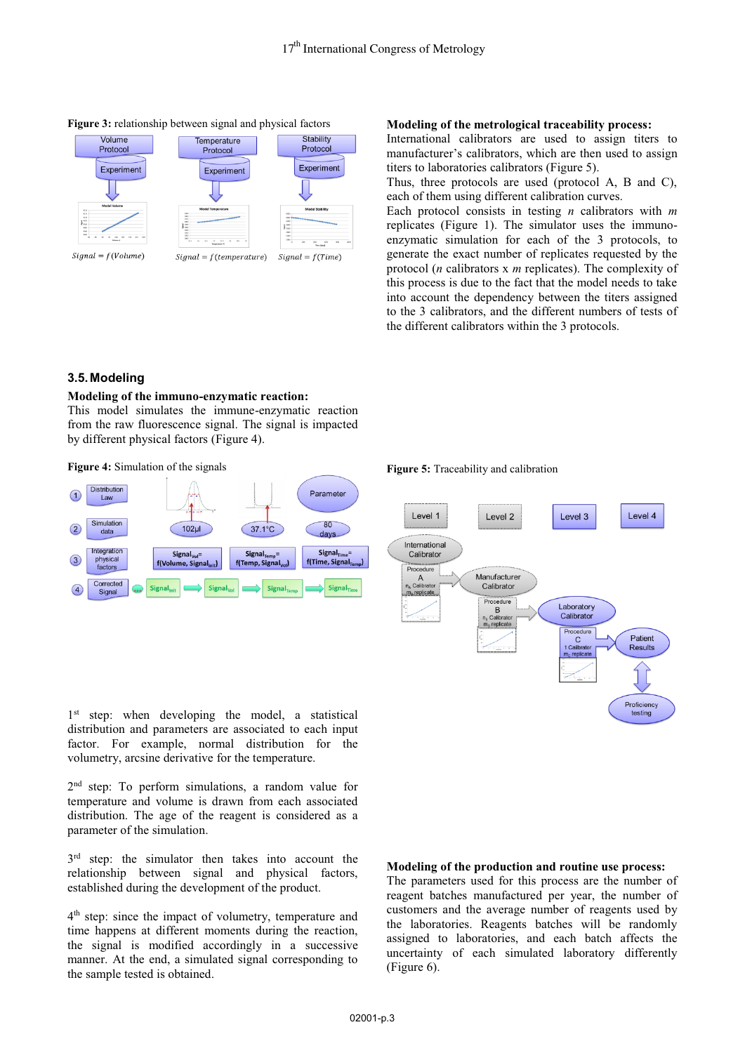**Figure 3:** relationship between signal and physical factors

Volume Protocol
Experiment
Temperature Protocol
Experiment
Stability Protocol
Experiment

$Signal = f(Volume)$
$Signal = f(temperature)$
$Signal = f(Time)$

## 3.5. Modeling

**Modeling of the immuno-enzymatic reaction:**
This model simulates the immune-enzymatic reaction from the raw fluorescence signal. The signal is impacted by different physical factors (Figure 4).

**Figure 4:** Simulation of the signals

1 Distribution Law
2 Simulation data
3 Integration physical factors
4 Corrected Signal

Parameter
102µl
37.1°C
80 days

$Signal_{Vol}$= f(Volume, $Signal_{init}$)
$Signal_{temp}$= f(Temp, $Signal_{vol}$)
$Signal_{Time}$= f(Time, $Signal_{temp}$)

$Signal_{init}$
$Signal_{Vol}$
$Signal_{Temp}$
$Signal_{Time}$

1[st] step: when developing the model, a statistical distribution and parameters are associated to each input factor. For example, normal distribution for the volumetry, arcsine derivative for the temperature.

2[nd] step: To perform simulations, a random value for temperature and volume is drawn from each associated distribution. The age of the reagent is considered as a parameter of the simulation.

3[rd] step: the simulator then takes into account the relationship between signal and physical factors, established during the development of the product.

4[th] step: since the impact of volumetry, temperature and time happens at different moments during the reaction, the signal is modified accordingly in a successive manner. At the end, a simulated signal corresponding to the sample tested is obtained.

**Modeling of the metrological traceability process:**
International calibrators are used to assign titers to manufacturer's calibrators, which are then used to assign titers to laboratories calibrators (Figure 5).
Thus, three protocols are used (protocol A, B and C), each of them using different calibration curves.
Each protocol consists in testing *n* calibrators with *m* replicates (Figure 1). The simulator uses the immuno-enzymatic simulation for each of the 3 protocols, to generate the exact number of replicates requested by the protocol (*n* calibrators x *m* replicates). The complexity of this process is due to the fact that the model needs to take into account the dependency between the titers assigned to the 3 calibrators, and the different numbers of tests of the different calibrators within the 3 protocols.

**Figure 5:** Traceability and calibration

Level 1
Level 2
Level 3
Level 4
International Calibrator
Procedure A
$n_A$ Calibrator
$m_A$ replicate
Manufacturer Calibrator
Procedure B
$n_B$ Calibrator
$m_B$ replicate
Laboratory Calibrator
Procedure C
1 Calibrator
$m_C$ replicate
Patient Results
Proficiency testing

**Modeling of the production and routine use process:**
The parameters used for this process are the number of reagent batches manufactured per year, the number of customers and the average number of reagents used by the laboratories. Reagents batches will be randomly assigned to laboratories, and each batch affects the uncertainty of each simulated laboratory differently (Figure 6).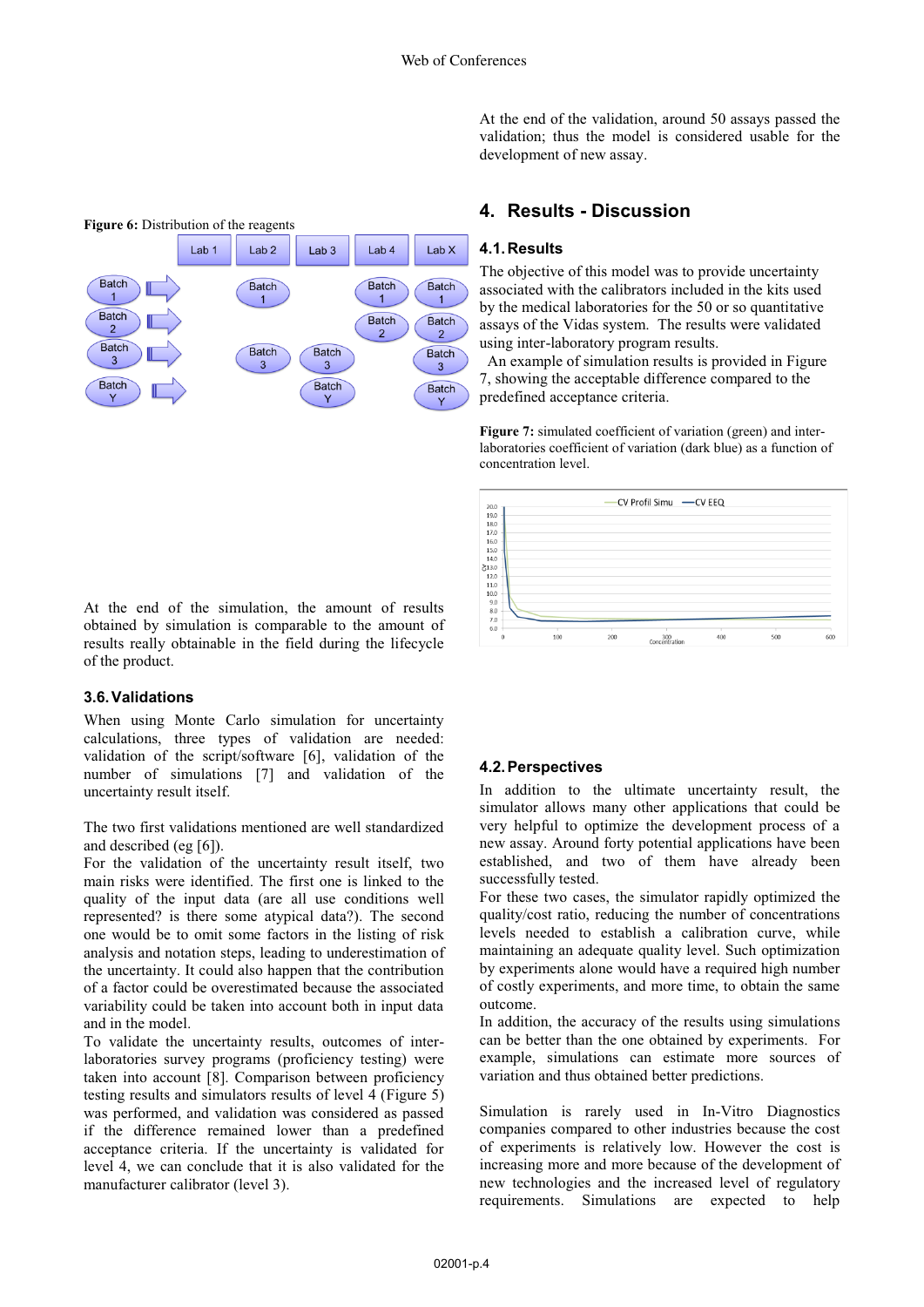At the end of the validation, around 50 assays passed the validation; thus the model is considered usable for the development of new assay.

**Figure 6:** Distribution of the reagents

At the end of the simulation, the amount of results obtained by simulation is comparable to the amount of results really obtainable in the field during the lifecycle of the product.

### 3.6. Validations

When using Monte Carlo simulation for uncertainty calculations, three types of validation are needed: validation of the script/software [6], validation of the number of simulations [7] and validation of the uncertainty result itself.

The two first validations mentioned are well standardized and described (eg [6]).

For the validation of the uncertainty result itself, two main risks were identified. The first one is linked to the quality of the input data (are all use conditions well represented? is there some atypical data?). The second one would be to omit some factors in the listing of risk analysis and notation steps, leading to underestimation of the uncertainty. It could also happen that the contribution of a factor could be overestimated because the associated variability could be taken into account both in input data and in the model.

To validate the uncertainty results, outcomes of inter-laboratories survey programs (proficiency testing) were taken into account [8]. Comparison between proficiency testing results and simulators results of level 4 (Figure 5) was performed, and validation was considered as passed if the difference remained lower than a predefined acceptance criteria. If the uncertainty is validated for level 4, we can conclude that it is also validated for the manufacturer calibrator (level 3).

## 4. Results - Discussion

### 4.1. Results

The objective of this model was to provide uncertainty associated with the calibrators included in the kits used by the medical laboratories for the 50 or so quantitative assays of the Vidas system. The results were validated using inter-laboratory program results.

An example of simulation results is provided in Figure 7, showing the acceptable difference compared to the predefined acceptance criteria.

**Figure 7:** simulated coefficient of variation (green) and inter-laboratories coefficient of variation (dark blue) as a function of concentration level.

### 4.2. Perspectives

In addition to the ultimate uncertainty result, the simulator allows many other applications that could be very helpful to optimize the development process of a new assay. Around forty potential applications have been established, and two of them have already been successfully tested.

For these two cases, the simulator rapidly optimized the quality/cost ratio, reducing the number of concentrations levels needed to establish a calibration curve, while maintaining an adequate quality level. Such optimization by experiments alone would have a required high number of costly experiments, and more time, to obtain the same outcome.

In addition, the accuracy of the results using simulations can be better than the one obtained by experiments. For example, simulations can estimate more sources of variation and thus obtained better predictions.

Simulation is rarely used in In-Vitro Diagnostics companies compared to other industries because the cost of experiments is relatively low. However the cost is increasing more and more because of the development of new technologies and the increased level of regulatory requirements. Simulations are expected to help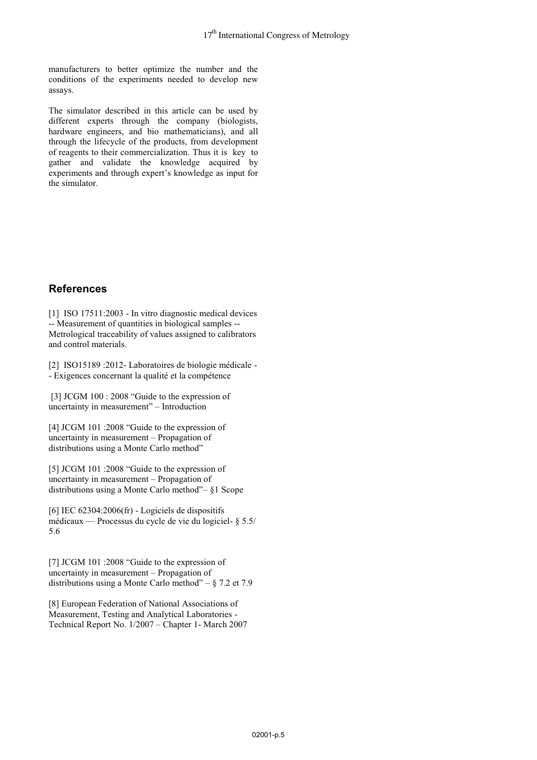manufacturers to better optimize the number and the conditions of the experiments needed to develop new assays.

The simulator described in this article can be used by different experts through the company (biologists, hardware engineers, and bio mathematicians), and all through the lifecycle of the products, from development of reagents to their commercialization. Thus it is key to gather and validate the knowledge acquired by experiments and through expert's knowledge as input for the simulator.

## References

[1] ISO 17511:2003 - In vitro diagnostic medical devices -- Measurement of quantities in biological samples -- Metrological traceability of values assigned to calibrators and control materials.

[2] ISO15189 :2012- Laboratoires de biologie médicale -- Exigences concernant la qualité et la compétence

[3] JCGM 100 : 2008 "Guide to the expression of uncertainty in measurement" – Introduction

[4] JCGM 101 :2008 "Guide to the expression of uncertainty in measurement – Propagation of distributions using a Monte Carlo method"

[5] JCGM 101 :2008 "Guide to the expression of uncertainty in measurement – Propagation of distributions using a Monte Carlo method"– §1 Scope

[6] IEC 62304:2006(fr) - Logiciels de dispositifs médicaux — Processus du cycle de vie du logiciel- § 5.5/ 5.6

[7] JCGM 101 :2008 "Guide to the expression of uncertainty in measurement – Propagation of distributions using a Monte Carlo method" – § 7.2 et 7.9

[8] European Federation of National Associations of Measurement, Testing and Analytical Laboratories - Technical Report No. 1/2007 – Chapter 1- March 2007